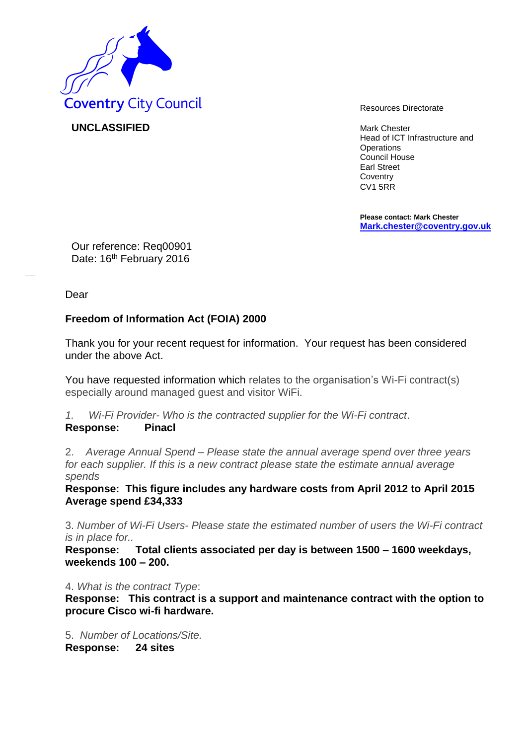Coventry City Council

**UNCLASSIFIED**

Resources Directorate

Mark Chester
Head of ICT Infrastructure and Operations
Council House
Earl Street
Coventry
CV1 5RR

**Please contact: Mark Chester**
**Mark.chester@coventry.gov.uk**

Our reference: Req00901
Date: 16th February 2016

Dear

**Freedom of Information Act (FOIA) 2000**

Thank you for your recent request for information. Your request has been considered under the above Act.

You have requested information which relates to the organisation's Wi-Fi contract(s) especially around managed guest and visitor WiFi.

1. *Wi-Fi Provider- Who is the contracted supplier for the Wi-Fi contract*.

**Response: Pinacl**

2. *Average Annual Spend – Please state the annual average spend over three years for each supplier. If this is a new contract please state the estimate annual average spends*

**Response: This figure includes any hardware costs from April 2012 to April 2015 Average spend £34,333**

3. *Number of Wi-Fi Users- Please state the estimated number of users the Wi-Fi contract is in place for..*

**Response: Total clients associated per day is between 1500 – 1600 weekdays, weekends 100 – 200.**

4. *What is the contract Type*:

**Response: This contract is a support and maintenance contract with the option to procure Cisco wi-fi hardware.**

5. *Number of Locations/Site.*

**Response: 24 sites**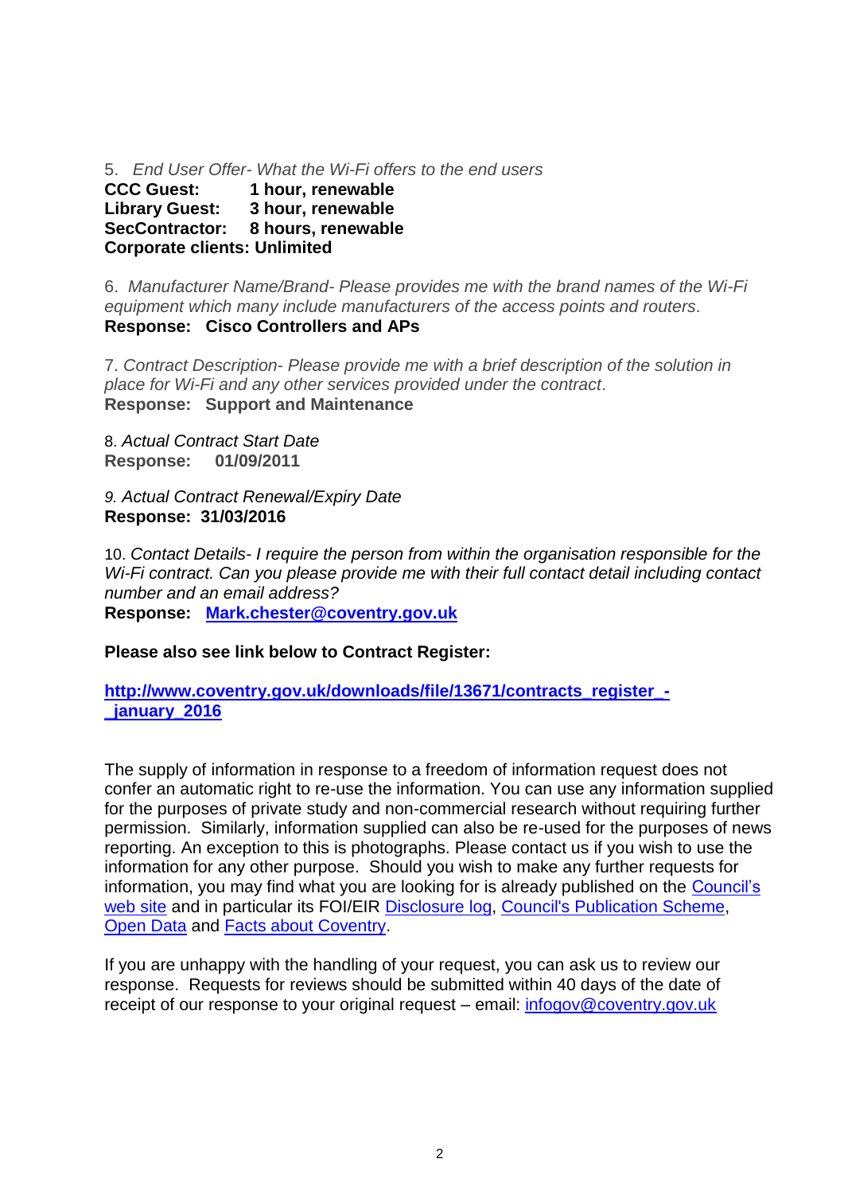5. *End User Offer- What the Wi-Fi offers to the end users*
**CCC Guest: 1 hour, renewable**
**Library Guest: 3 hour, renewable**
**SecContractor: 8 hours, renewable**
**Corporate clients: Unlimited**

6. *Manufacturer Name/Brand- Please provides me with the brand names of the Wi-Fi equipment which many include manufacturers of the access points and routers.*
**Response: Cisco Controllers and APs**

7. *Contract Description- Please provide me with a brief description of the solution in place for Wi-Fi and any other services provided under the contract.*
**Response: Support and Maintenance**

8. *Actual Contract Start Date*
**Response: 01/09/2011**

9. *Actual Contract Renewal/Expiry Date*
**Response: 31/03/2016**

10. *Contact Details- I require the person from within the organisation responsible for the Wi-Fi contract. Can you please provide me with their full contact detail including contact number and an email address?*
**Response: Mark.chester@coventry.gov.uk**

**Please also see link below to Contract Register:**

**http://www.coventry.gov.uk/downloads/file/13671/contracts_register_-_january_2016**

The supply of information in response to a freedom of information request does not confer an automatic right to re-use the information. You can use any information supplied for the purposes of private study and non-commercial research without requiring further permission. Similarly, information supplied can also be re-used for the purposes of news reporting. An exception to this is photographs. Please contact us if you wish to use the information for any other purpose. Should you wish to make any further requests for information, you may find what you are looking for is already published on the Council's web site and in particular its FOI/EIR Disclosure log, Council's Publication Scheme, Open Data and Facts about Coventry.

If you are unhappy with the handling of your request, you can ask us to review our response. Requests for reviews should be submitted within 40 days of the date of receipt of our response to your original request – email: infogov@coventry.gov.uk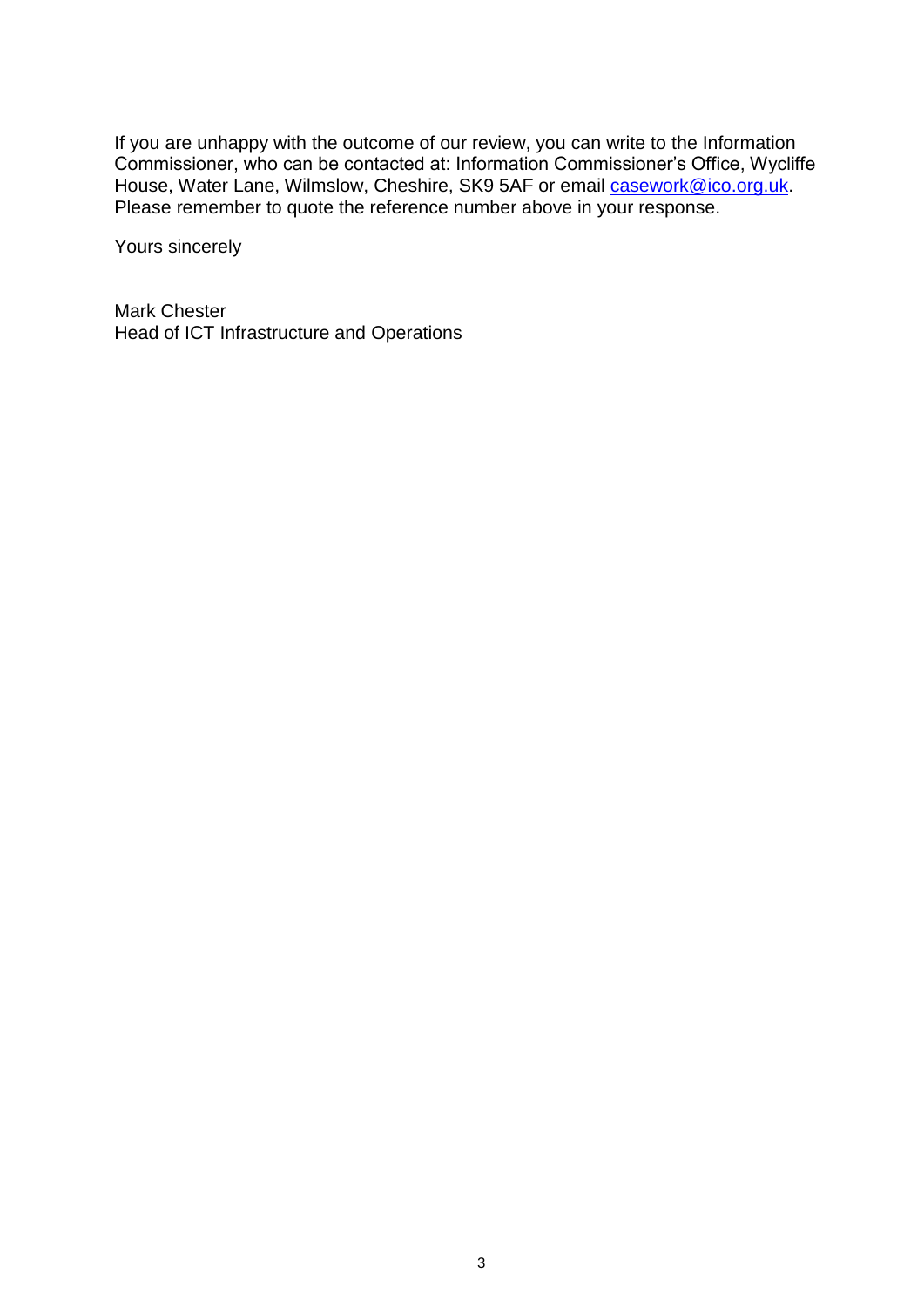If you are unhappy with the outcome of our review, you can write to the Information Commissioner, who can be contacted at: Information Commissioner's Office, Wycliffe House, Water Lane, Wilmslow, Cheshire, SK9 5AF or email casework@ico.org.uk. Please remember to quote the reference number above in your response.

Yours sincerely

Mark Chester
Head of ICT Infrastructure and Operations